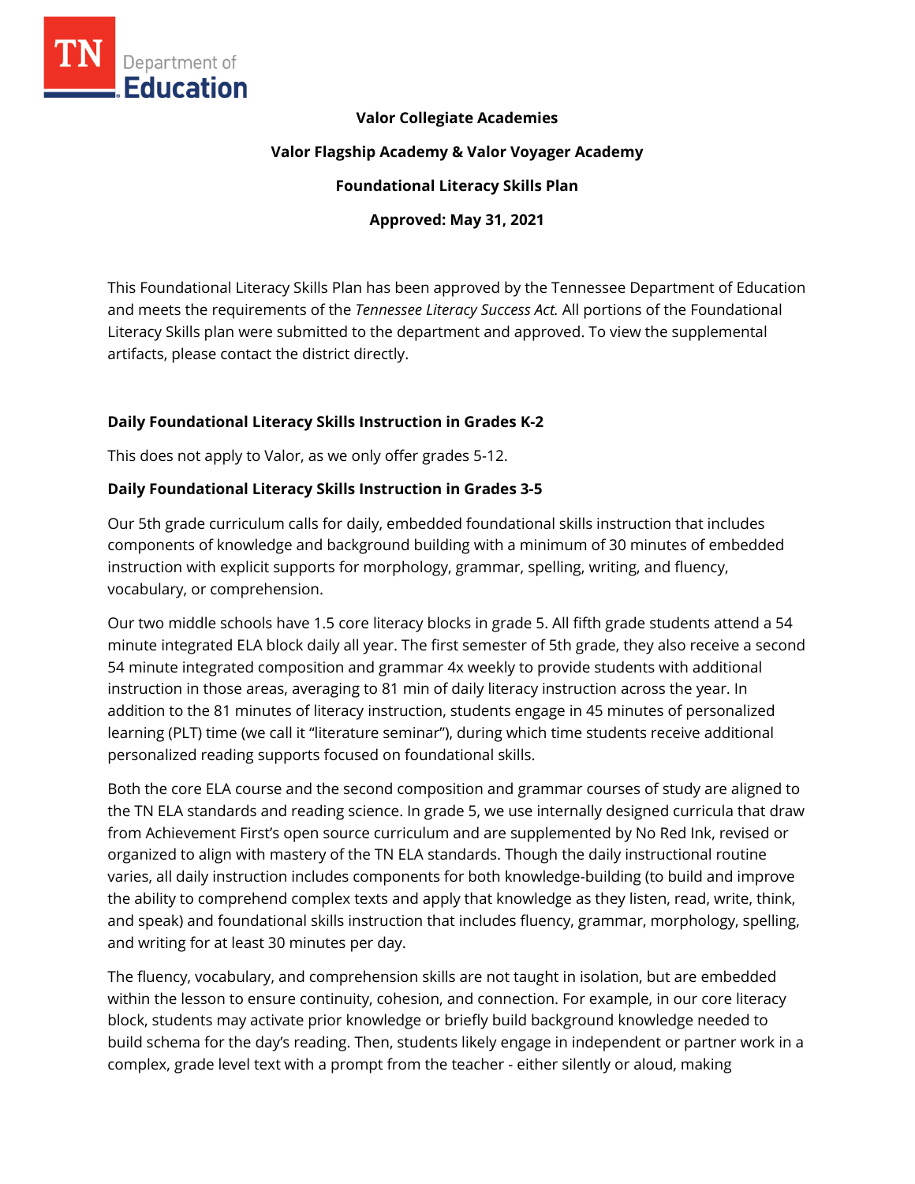**Valor Collegiate Academies**

**Valor Flagship Academy & Valor Voyager Academy**

**Foundational Literacy Skills Plan**

**Approved: May 31, 2021**

This Foundational Literacy Skills Plan has been approved by the Tennessee Department of Education and meets the requirements of the *Tennessee Literacy Success Act.* All portions of the Foundational Literacy Skills plan were submitted to the department and approved. To view the supplemental artifacts, please contact the district directly.

**Daily Foundational Literacy Skills Instruction in Grades K-2**

This does not apply to Valor, as we only offer grades 5-12.

**Daily Foundational Literacy Skills Instruction in Grades 3-5**

Our 5th grade curriculum calls for daily, embedded foundational skills instruction that includes components of knowledge and background building with a minimum of 30 minutes of embedded instruction with explicit supports for morphology, grammar, spelling, writing, and fluency, vocabulary, or comprehension.

Our two middle schools have 1.5 core literacy blocks in grade 5. All fifth grade students attend a 54 minute integrated ELA block daily all year. The first semester of 5th grade, they also receive a second 54 minute integrated composition and grammar 4x weekly to provide students with additional instruction in those areas, averaging to 81 min of daily literacy instruction across the year. In addition to the 81 minutes of literacy instruction, students engage in 45 minutes of personalized learning (PLT) time (we call it "literature seminar"), during which time students receive additional personalized reading supports focused on foundational skills.

Both the core ELA course and the second composition and grammar courses of study are aligned to the TN ELA standards and reading science. In grade 5, we use internally designed curricula that draw from Achievement First's open source curriculum and are supplemented by No Red Ink, revised or organized to align with mastery of the TN ELA standards. Though the daily instructional routine varies, all daily instruction includes components for both knowledge-building (to build and improve the ability to comprehend complex texts and apply that knowledge as they listen, read, write, think, and speak) and foundational skills instruction that includes fluency, grammar, morphology, spelling, and writing for at least 30 minutes per day.

The fluency, vocabulary, and comprehension skills are not taught in isolation, but are embedded within the lesson to ensure continuity, cohesion, and connection. For example, in our core literacy block, students may activate prior knowledge or briefly build background knowledge needed to build schema for the day's reading. Then, students likely engage in independent or partner work in a complex, grade level text with a prompt from the teacher - either silently or aloud, making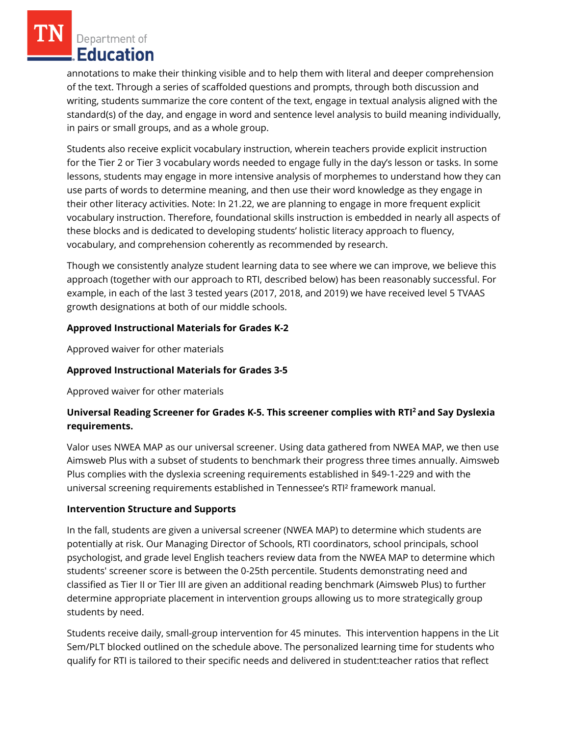annotations to make their thinking visible and to help them with literal and deeper comprehension of the text. Through a series of scaffolded questions and prompts, through both discussion and writing, students summarize the core content of the text, engage in textual analysis aligned with the standard(s) of the day, and engage in word and sentence level analysis to build meaning individually, in pairs or small groups, and as a whole group.

Students also receive explicit vocabulary instruction, wherein teachers provide explicit instruction for the Tier 2 or Tier 3 vocabulary words needed to engage fully in the day's lesson or tasks. In some lessons, students may engage in more intensive analysis of morphemes to understand how they can use parts of words to determine meaning, and then use their word knowledge as they engage in their other literacy activities. Note: In 21.22, we are planning to engage in more frequent explicit vocabulary instruction. Therefore, foundational skills instruction is embedded in nearly all aspects of these blocks and is dedicated to developing students' holistic literacy approach to fluency, vocabulary, and comprehension coherently as recommended by research.

Though we consistently analyze student learning data to see where we can improve, we believe this approach (together with our approach to RTI, described below) has been reasonably successful. For example, in each of the last 3 tested years (2017, 2018, and 2019) we have received level 5 TVAAS growth designations at both of our middle schools.

**Approved Instructional Materials for Grades K-2**

Approved waiver for other materials

**Approved Instructional Materials for Grades 3-5**

Approved waiver for other materials

**Universal Reading Screener for Grades K-5. This screener complies with RTI² and Say Dyslexia requirements.**

Valor uses NWEA MAP as our universal screener. Using data gathered from NWEA MAP, we then use Aimsweb Plus with a subset of students to benchmark their progress three times annually. Aimsweb Plus complies with the dyslexia screening requirements established in §49-1-229 and with the universal screening requirements established in Tennessee's RTI² framework manual.

**Intervention Structure and Supports**

In the fall, students are given a universal screener (NWEA MAP) to determine which students are potentially at risk. Our Managing Director of Schools, RTI coordinators, school principals, school psychologist, and grade level English teachers review data from the NWEA MAP to determine which students' screener score is between the 0-25th percentile. Students demonstrating need and classified as Tier II or Tier III are given an additional reading benchmark (Aimsweb Plus) to further determine appropriate placement in intervention groups allowing us to more strategically group students by need.

Students receive daily, small-group intervention for 45 minutes. This intervention happens in the Lit Sem/PLT blocked outlined on the schedule above. The personalized learning time for students who qualify for RTI is tailored to their specific needs and delivered in student:teacher ratios that reflect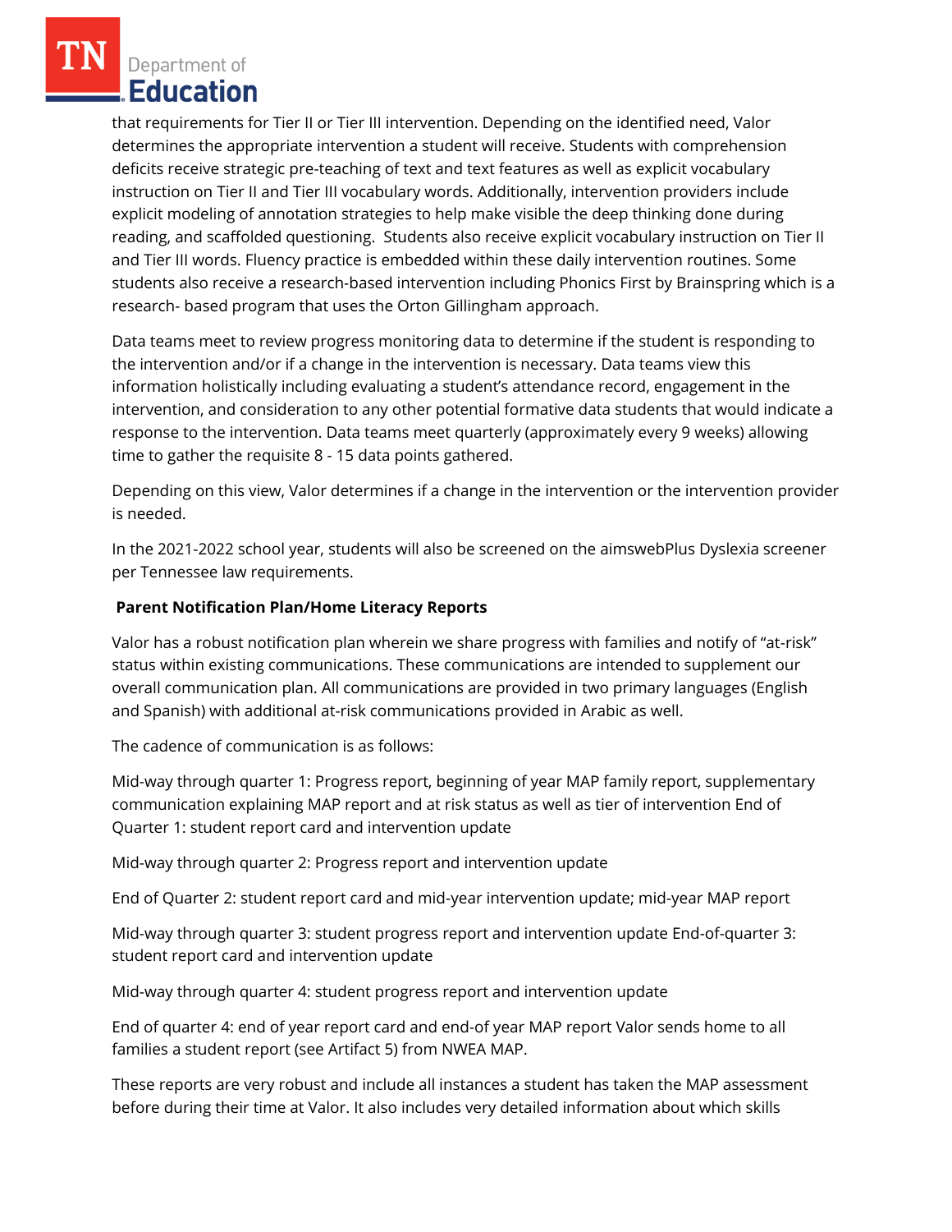that requirements for Tier II or Tier III intervention. Depending on the identified need, Valor determines the appropriate intervention a student will receive. Students with comprehension deficits receive strategic pre-teaching of text and text features as well as explicit vocabulary instruction on Tier II and Tier III vocabulary words. Additionally, intervention providers include explicit modeling of annotation strategies to help make visible the deep thinking done during reading, and scaffolded questioning.  Students also receive explicit vocabulary instruction on Tier II and Tier III words. Fluency practice is embedded within these daily intervention routines. Some students also receive a research-based intervention including Phonics First by Brainspring which is a research- based program that uses the Orton Gillingham approach.

Data teams meet to review progress monitoring data to determine if the student is responding to the intervention and/or if a change in the intervention is necessary. Data teams view this information holistically including evaluating a student's attendance record, engagement in the intervention, and consideration to any other potential formative data students that would indicate a response to the intervention. Data teams meet quarterly (approximately every 9 weeks) allowing time to gather the requisite 8 - 15 data points gathered.

Depending on this view, Valor determines if a change in the intervention or the intervention provider is needed.

In the 2021-2022 school year, students will also be screened on the aimswebPlus Dyslexia screener per Tennessee law requirements.

**Parent Notification Plan/Home Literacy Reports**

Valor has a robust notification plan wherein we share progress with families and notify of "at-risk" status within existing communications. These communications are intended to supplement our overall communication plan. All communications are provided in two primary languages (English and Spanish) with additional at-risk communications provided in Arabic as well.

The cadence of communication is as follows:

Mid-way through quarter 1: Progress report, beginning of year MAP family report, supplementary communication explaining MAP report and at risk status as well as tier of intervention End of Quarter 1: student report card and intervention update

Mid-way through quarter 2: Progress report and intervention update

End of Quarter 2: student report card and mid-year intervention update; mid-year MAP report

Mid-way through quarter 3: student progress report and intervention update End-of-quarter 3: student report card and intervention update

Mid-way through quarter 4: student progress report and intervention update

End of quarter 4: end of year report card and end-of year MAP report Valor sends home to all families a student report (see Artifact 5) from NWEA MAP.

These reports are very robust and include all instances a student has taken the MAP assessment before during their time at Valor. It also includes very detailed information about which skills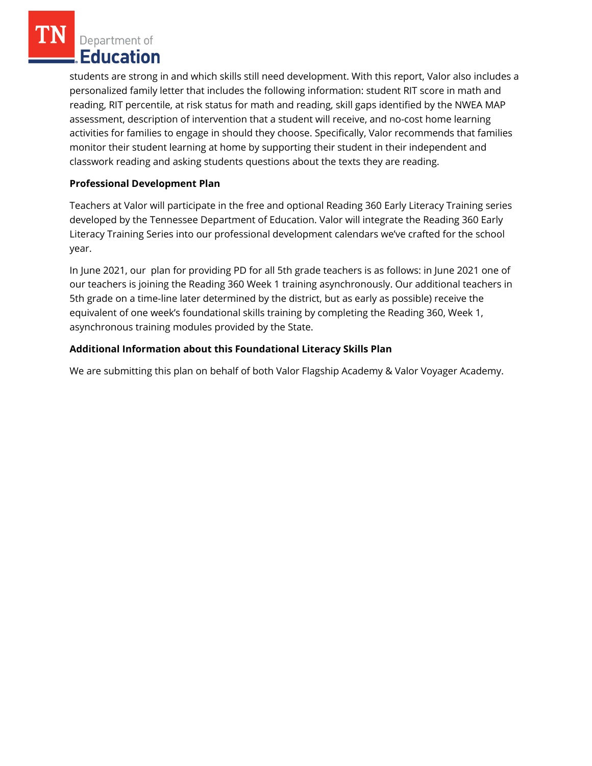students are strong in and which skills still need development. With this report, Valor also includes a personalized family letter that includes the following information: student RIT score in math and reading, RIT percentile, at risk status for math and reading, skill gaps identified by the NWEA MAP assessment, description of intervention that a student will receive, and no-cost home learning activities for families to engage in should they choose. Specifically, Valor recommends that families monitor their student learning at home by supporting their student in their independent and classwork reading and asking students questions about the texts they are reading.

**Professional Development Plan**

Teachers at Valor will participate in the free and optional Reading 360 Early Literacy Training series developed by the Tennessee Department of Education. Valor will integrate the Reading 360 Early Literacy Training Series into our professional development calendars we've crafted for the school year.

In June 2021, our plan for providing PD for all 5th grade teachers is as follows: in June 2021 one of our teachers is joining the Reading 360 Week 1 training asynchronously. Our additional teachers in 5th grade on a time-line later determined by the district, but as early as possible) receive the equivalent of one week's foundational skills training by completing the Reading 360, Week 1, asynchronous training modules provided by the State.

**Additional Information about this Foundational Literacy Skills Plan**

We are submitting this plan on behalf of both Valor Flagship Academy & Valor Voyager Academy.